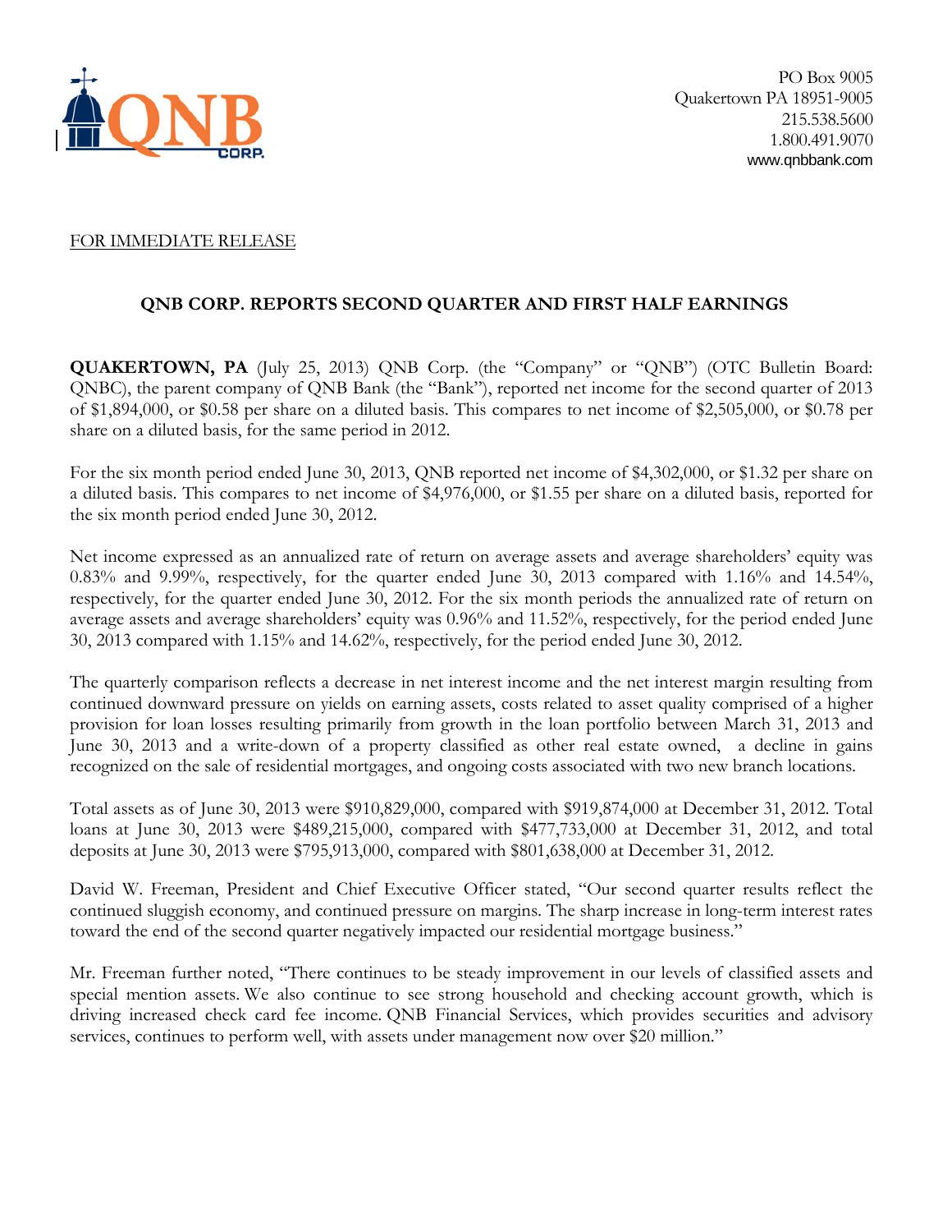PO Box 9005
Quakertown PA 18951-9005
215.538.5600
1.800.491.9070
www.qnbbank.com

FOR IMMEDIATE RELEASE

## QNB CORP. REPORTS SECOND QUARTER AND FIRST HALF EARNINGS

**QUAKERTOWN, PA** (July 25, 2013) QNB Corp. (the "Company" or "QNB") (OTC Bulletin Board: QNBC), the parent company of QNB Bank (the "Bank"), reported net income for the second quarter of 2013 of $1,894,000, or $0.58 per share on a diluted basis. This compares to net income of $2,505,000, or $0.78 per share on a diluted basis, for the same period in 2012.

For the six month period ended June 30, 2013, QNB reported net income of $4,302,000, or $1.32 per share on a diluted basis. This compares to net income of $4,976,000, or $1.55 per share on a diluted basis, reported for the six month period ended June 30, 2012.

Net income expressed as an annualized rate of return on average assets and average shareholders' equity was 0.83% and 9.99%, respectively, for the quarter ended June 30, 2013 compared with 1.16% and 14.54%, respectively, for the quarter ended June 30, 2012. For the six month periods the annualized rate of return on average assets and average shareholders' equity was 0.96% and 11.52%, respectively, for the period ended June 30, 2013 compared with 1.15% and 14.62%, respectively, for the period ended June 30, 2012.

The quarterly comparison reflects a decrease in net interest income and the net interest margin resulting from continued downward pressure on yields on earning assets, costs related to asset quality comprised of a higher provision for loan losses resulting primarily from growth in the loan portfolio between March 31, 2013 and June 30, 2013 and a write-down of a property classified as other real estate owned, a decline in gains recognized on the sale of residential mortgages, and ongoing costs associated with two new branch locations.

Total assets as of June 30, 2013 were $910,829,000, compared with $919,874,000 at December 31, 2012. Total loans at June 30, 2013 were $489,215,000, compared with $477,733,000 at December 31, 2012, and total deposits at June 30, 2013 were $795,913,000, compared with $801,638,000 at December 31, 2012.

David W. Freeman, President and Chief Executive Officer stated, "Our second quarter results reflect the continued sluggish economy, and continued pressure on margins. The sharp increase in long-term interest rates toward the end of the second quarter negatively impacted our residential mortgage business."

Mr. Freeman further noted, "There continues to be steady improvement in our levels of classified assets and special mention assets. We also continue to see strong household and checking account growth, which is driving increased check card fee income. QNB Financial Services, which provides securities and advisory services, continues to perform well, with assets under management now over $20 million."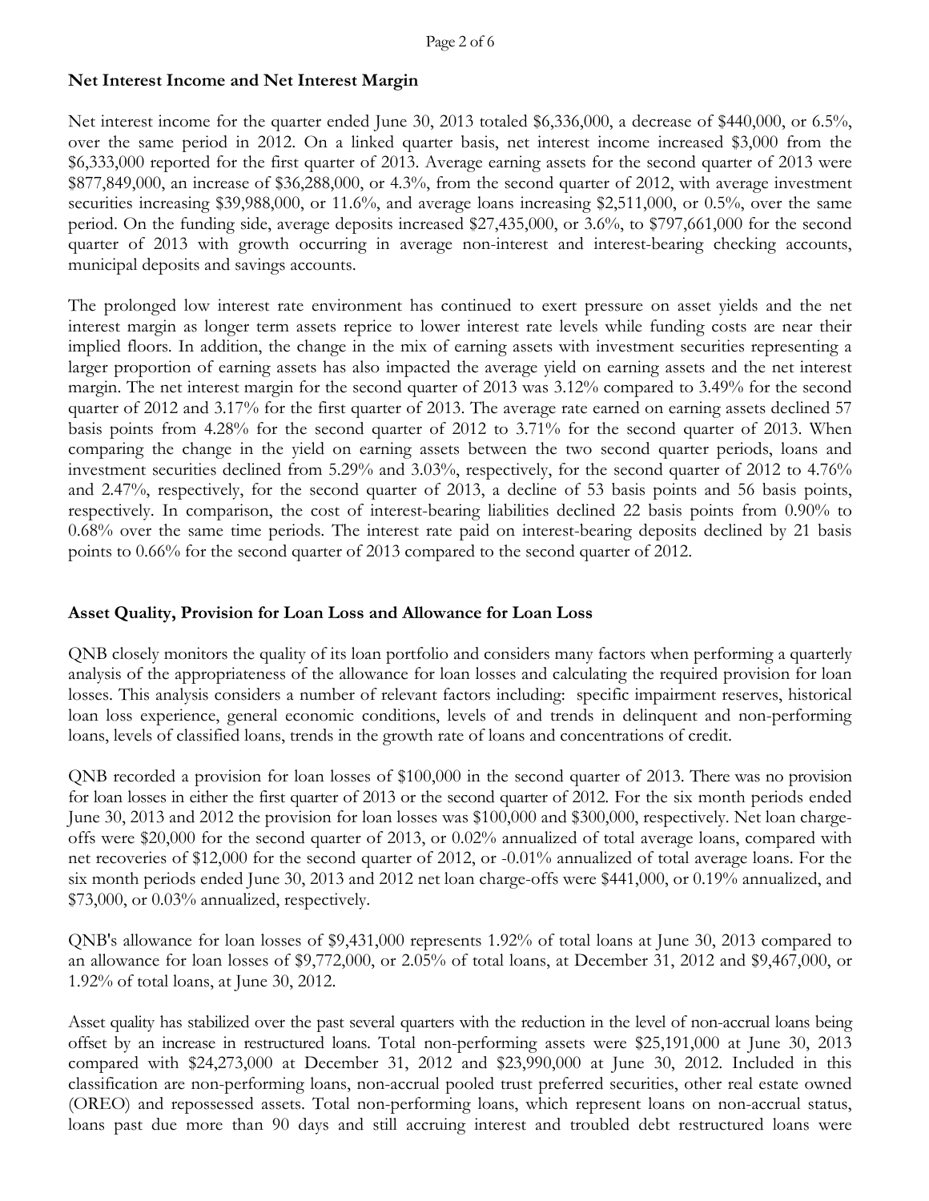## Net Interest Income and Net Interest Margin

Net interest income for the quarter ended June 30, 2013 totaled $6,336,000, a decrease of $440,000, or 6.5%, over the same period in 2012. On a linked quarter basis, net interest income increased $3,000 from the $6,333,000 reported for the first quarter of 2013. Average earning assets for the second quarter of 2013 were $877,849,000, an increase of $36,288,000, or 4.3%, from the second quarter of 2012, with average investment securities increasing $39,988,000, or 11.6%, and average loans increasing $2,511,000, or 0.5%, over the same period. On the funding side, average deposits increased $27,435,000, or 3.6%, to $797,661,000 for the second quarter of 2013 with growth occurring in average non-interest and interest-bearing checking accounts, municipal deposits and savings accounts.

The prolonged low interest rate environment has continued to exert pressure on asset yields and the net interest margin as longer term assets reprice to lower interest rate levels while funding costs are near their implied floors. In addition, the change in the mix of earning assets with investment securities representing a larger proportion of earning assets has also impacted the average yield on earning assets and the net interest margin. The net interest margin for the second quarter of 2013 was 3.12% compared to 3.49% for the second quarter of 2012 and 3.17% for the first quarter of 2013. The average rate earned on earning assets declined 57 basis points from 4.28% for the second quarter of 2012 to 3.71% for the second quarter of 2013. When comparing the change in the yield on earning assets between the two second quarter periods, loans and investment securities declined from 5.29% and 3.03%, respectively, for the second quarter of 2012 to 4.76% and 2.47%, respectively, for the second quarter of 2013, a decline of 53 basis points and 56 basis points, respectively. In comparison, the cost of interest-bearing liabilities declined 22 basis points from 0.90% to 0.68% over the same time periods. The interest rate paid on interest-bearing deposits declined by 21 basis points to 0.66% for the second quarter of 2013 compared to the second quarter of 2012.

## Asset Quality, Provision for Loan Loss and Allowance for Loan Loss

QNB closely monitors the quality of its loan portfolio and considers many factors when performing a quarterly analysis of the appropriateness of the allowance for loan losses and calculating the required provision for loan losses. This analysis considers a number of relevant factors including: specific impairment reserves, historical loan loss experience, general economic conditions, levels of and trends in delinquent and non-performing loans, levels of classified loans, trends in the growth rate of loans and concentrations of credit.

QNB recorded a provision for loan losses of $100,000 in the second quarter of 2013. There was no provision for loan losses in either the first quarter of 2013 or the second quarter of 2012. For the six month periods ended June 30, 2013 and 2012 the provision for loan losses was $100,000 and $300,000, respectively. Net loan charge-offs were $20,000 for the second quarter of 2013, or 0.02% annualized of total average loans, compared with net recoveries of $12,000 for the second quarter of 2012, or -0.01% annualized of total average loans. For the six month periods ended June 30, 2013 and 2012 net loan charge-offs were $441,000, or 0.19% annualized, and $73,000, or 0.03% annualized, respectively.

QNB's allowance for loan losses of $9,431,000 represents 1.92% of total loans at June 30, 2013 compared to an allowance for loan losses of $9,772,000, or 2.05% of total loans, at December 31, 2012 and $9,467,000, or 1.92% of total loans, at June 30, 2012.

Asset quality has stabilized over the past several quarters with the reduction in the level of non-accrual loans being offset by an increase in restructured loans. Total non-performing assets were $25,191,000 at June 30, 2013 compared with $24,273,000 at December 31, 2012 and $23,990,000 at June 30, 2012. Included in this classification are non-performing loans, non-accrual pooled trust preferred securities, other real estate owned (OREO) and repossessed assets. Total non-performing loans, which represent loans on non-accrual status, loans past due more than 90 days and still accruing interest and troubled debt restructured loans were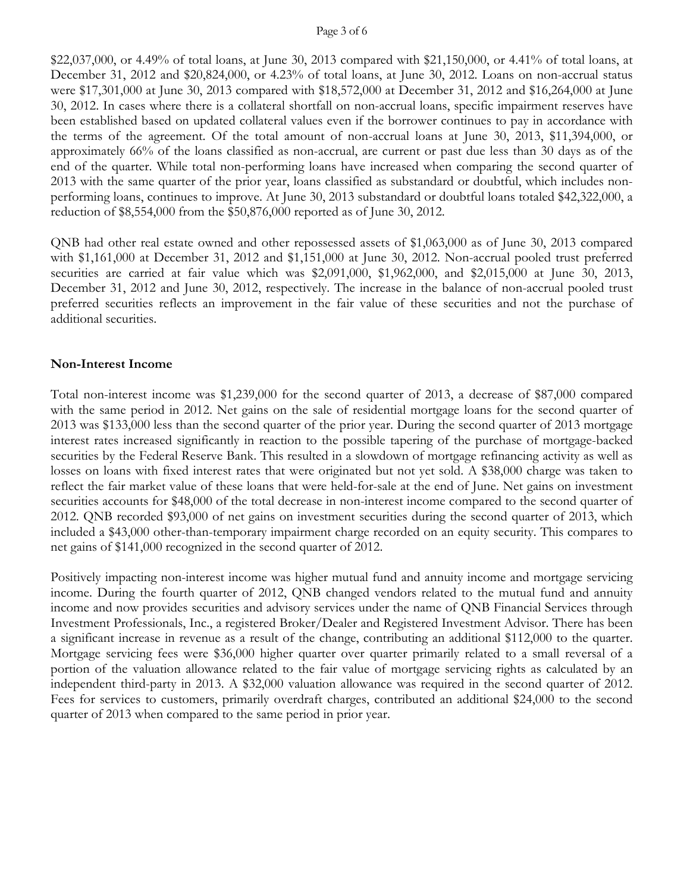$22,037,000, or 4.49% of total loans, at June 30, 2013 compared with $21,150,000, or 4.41% of total loans, at December 31, 2012 and $20,824,000, or 4.23% of total loans, at June 30, 2012. Loans on non-accrual status were $17,301,000 at June 30, 2013 compared with $18,572,000 at December 31, 2012 and $16,264,000 at June 30, 2012. In cases where there is a collateral shortfall on non-accrual loans, specific impairment reserves have been established based on updated collateral values even if the borrower continues to pay in accordance with the terms of the agreement. Of the total amount of non-accrual loans at June 30, 2013, $11,394,000, or approximately 66% of the loans classified as non-accrual, are current or past due less than 30 days as of the end of the quarter. While total non-performing loans have increased when comparing the second quarter of 2013 with the same quarter of the prior year, loans classified as substandard or doubtful, which includes non-performing loans, continues to improve. At June 30, 2013 substandard or doubtful loans totaled $42,322,000, a reduction of $8,554,000 from the $50,876,000 reported as of June 30, 2012.

QNB had other real estate owned and other repossessed assets of $1,063,000 as of June 30, 2013 compared with $1,161,000 at December 31, 2012 and $1,151,000 at June 30, 2012. Non-accrual pooled trust preferred securities are carried at fair value which was $2,091,000, $1,962,000, and $2,015,000 at June 30, 2013, December 31, 2012 and June 30, 2012, respectively. The increase in the balance of non-accrual pooled trust preferred securities reflects an improvement in the fair value of these securities and not the purchase of additional securities.

**Non-Interest Income**

Total non-interest income was $1,239,000 for the second quarter of 2013, a decrease of $87,000 compared with the same period in 2012. Net gains on the sale of residential mortgage loans for the second quarter of 2013 was $133,000 less than the second quarter of the prior year. During the second quarter of 2013 mortgage interest rates increased significantly in reaction to the possible tapering of the purchase of mortgage-backed securities by the Federal Reserve Bank. This resulted in a slowdown of mortgage refinancing activity as well as losses on loans with fixed interest rates that were originated but not yet sold. A $38,000 charge was taken to reflect the fair market value of these loans that were held-for-sale at the end of June. Net gains on investment securities accounts for $48,000 of the total decrease in non-interest income compared to the second quarter of 2012. QNB recorded $93,000 of net gains on investment securities during the second quarter of 2013, which included a $43,000 other-than-temporary impairment charge recorded on an equity security. This compares to net gains of $141,000 recognized in the second quarter of 2012.

Positively impacting non-interest income was higher mutual fund and annuity income and mortgage servicing income. During the fourth quarter of 2012, QNB changed vendors related to the mutual fund and annuity income and now provides securities and advisory services under the name of QNB Financial Services through Investment Professionals, Inc., a registered Broker/Dealer and Registered Investment Advisor. There has been a significant increase in revenue as a result of the change, contributing an additional $112,000 to the quarter. Mortgage servicing fees were $36,000 higher quarter over quarter primarily related to a small reversal of a portion of the valuation allowance related to the fair value of mortgage servicing rights as calculated by an independent third-party in 2013. A $32,000 valuation allowance was required in the second quarter of 2012. Fees for services to customers, primarily overdraft charges, contributed an additional $24,000 to the second quarter of 2013 when compared to the same period in prior year.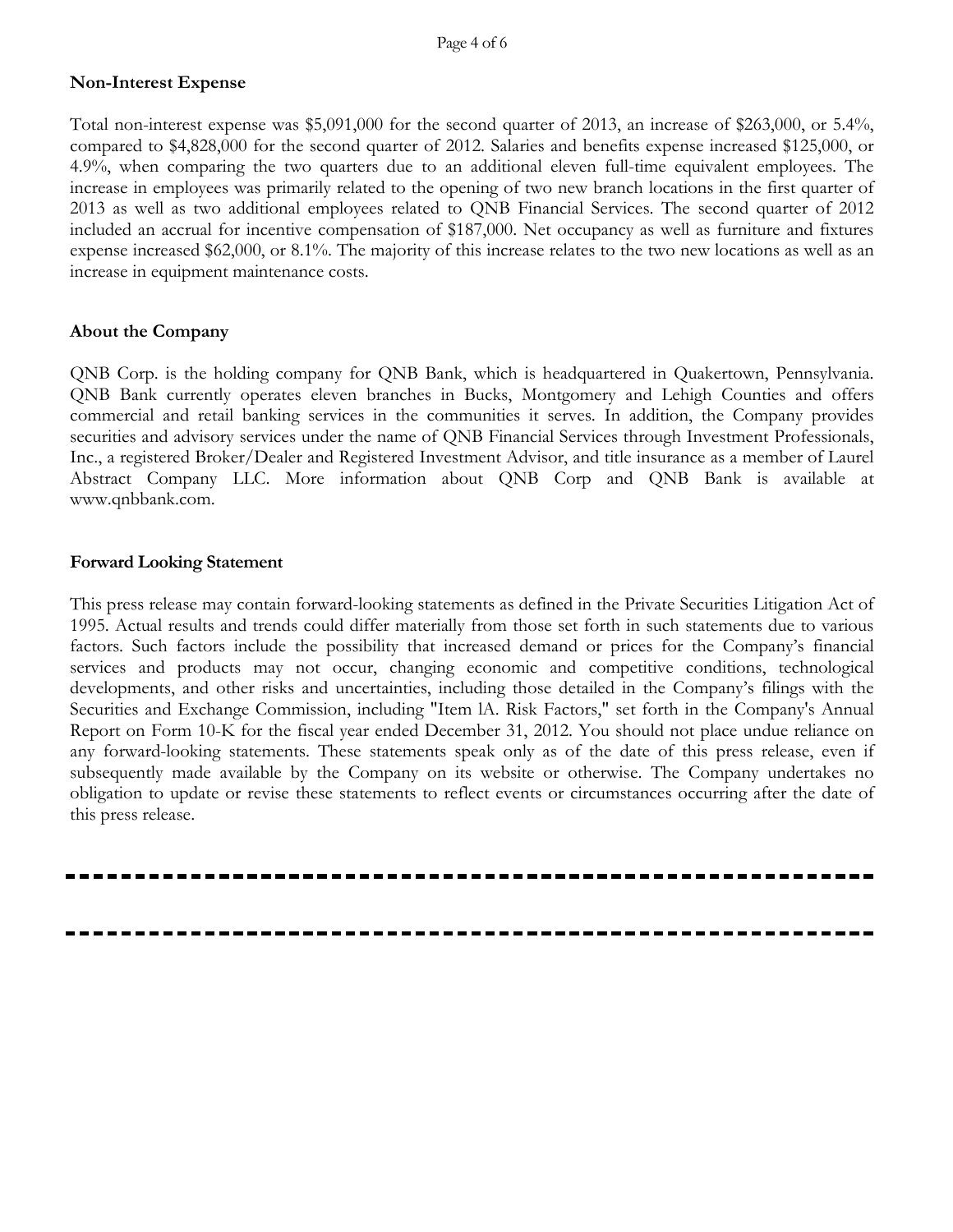**Non-Interest Expense**

Total non-interest expense was $5,091,000 for the second quarter of 2013, an increase of $263,000, or 5.4%, compared to $4,828,000 for the second quarter of 2012. Salaries and benefits expense increased $125,000, or 4.9%, when comparing the two quarters due to an additional eleven full-time equivalent employees. The increase in employees was primarily related to the opening of two new branch locations in the first quarter of 2013 as well as two additional employees related to QNB Financial Services. The second quarter of 2012 included an accrual for incentive compensation of $187,000. Net occupancy as well as furniture and fixtures expense increased $62,000, or 8.1%. The majority of this increase relates to the two new locations as well as an increase in equipment maintenance costs.

**About the Company**

QNB Corp. is the holding company for QNB Bank, which is headquartered in Quakertown, Pennsylvania. QNB Bank currently operates eleven branches in Bucks, Montgomery and Lehigh Counties and offers commercial and retail banking services in the communities it serves. In addition, the Company provides securities and advisory services under the name of QNB Financial Services through Investment Professionals, Inc., a registered Broker/Dealer and Registered Investment Advisor, and title insurance as a member of Laurel Abstract Company LLC. More information about QNB Corp and QNB Bank is available at www.qnbbank.com.

**Forward Looking Statement**

This press release may contain forward-looking statements as defined in the Private Securities Litigation Act of 1995. Actual results and trends could differ materially from those set forth in such statements due to various factors. Such factors include the possibility that increased demand or prices for the Company's financial services and products may not occur, changing economic and competitive conditions, technological developments, and other risks and uncertainties, including those detailed in the Company's filings with the Securities and Exchange Commission, including "Item lA. Risk Factors," set forth in the Company's Annual Report on Form 10-K for the fiscal year ended December 31, 2012. You should not place undue reliance on any forward-looking statements. These statements speak only as of the date of this press release, even if subsequently made available by the Company on its website or otherwise. The Company undertakes no obligation to update or revise these statements to reflect events or circumstances occurring after the date of this press release.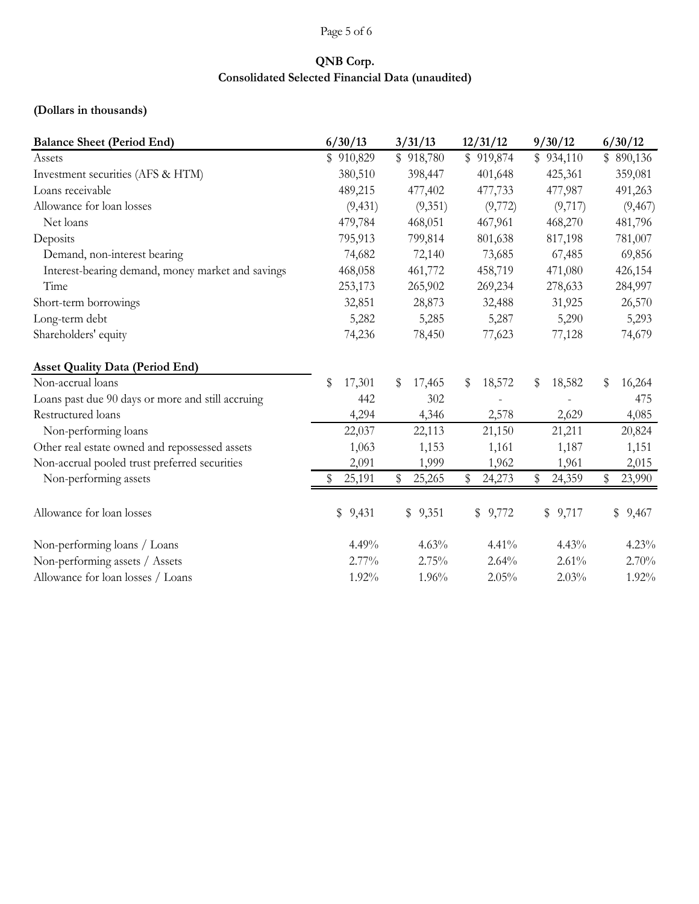# QNB Corp.

## Consolidated Selected Financial Data (unaudited)

**(Dollars in thousands)**

| **Balance Sheet (Period End)** | **6/30/13** | **3/31/13** | **12/31/12** | **9/30/12** | **6/30/12** |
|---|---|---|---|---|---|
| Assets | $ 910,829 | $ 918,780 | $ 919,874 | $ 934,110 | $ 890,136 |
| Investment securities (AFS & HTM) | 380,510 | 398,447 | 401,648 | 425,361 | 359,081 |
| Loans receivable | 489,215 | 477,402 | 477,733 | 477,987 | 491,263 |
| Allowance for loan losses | (9,431) | (9,351) | (9,772) | (9,717) | (9,467) |
| Net loans | 479,784 | 468,051 | 467,961 | 468,270 | 481,796 |
| Deposits | 795,913 | 799,814 | 801,638 | 817,198 | 781,007 |
| Demand, non-interest bearing | 74,682 | 72,140 | 73,685 | 67,485 | 69,856 |
| Interest-bearing demand, money market and savings | 468,058 | 461,772 | 458,719 | 471,080 | 426,154 |
| Time | 253,173 | 265,902 | 269,234 | 278,633 | 284,997 |
| Short-term borrowings | 32,851 | 28,873 | 32,488 | 31,925 | 26,570 |
| Long-term debt | 5,282 | 5,285 | 5,287 | 5,290 | 5,293 |
| Shareholders' equity | 74,236 | 78,450 | 77,623 | 77,128 | 74,679 |

| **Asset Quality Data (Period End)** | **6/30/13** | **3/31/13** | **12/31/12** | **9/30/12** | **6/30/12** |
|---|---|---|---|---|---|
| Non-accrual loans | $ 17,301 | $ 17,465 | $ 18,572 | $ 18,582 | $ 16,264 |
| Loans past due 90 days or more and still accruing | 442 | 302 | - | - | 475 |
| Restructured loans | 4,294 | 4,346 | 2,578 | 2,629 | 4,085 |
| Non-performing loans | 22,037 | 22,113 | 21,150 | 21,211 | 20,824 |
| Other real estate owned and repossessed assets | 1,063 | 1,153 | 1,161 | 1,187 | 1,151 |
| Non-accrual pooled trust preferred securities | 2,091 | 1,999 | 1,962 | 1,961 | 2,015 |
| Non-performing assets | $ 25,191 | $ 25,265 | $ 24,273 | $ 24,359 | $ 23,990 |
| | | | | | |
| Allowance for loan losses | $ 9,431 | $ 9,351 | $ 9,772 | $ 9,717 | $ 9,467 |
| | | | | | |
| Non-performing loans / Loans | 4.49% | 4.63% | 4.41% | 4.43% | 4.23% |
| Non-performing assets / Assets | 2.77% | 2.75% | 2.64% | 2.61% | 2.70% |
| Allowance for loan losses / Loans | 1.92% | 1.96% | 2.05% | 2.03% | 1.92% |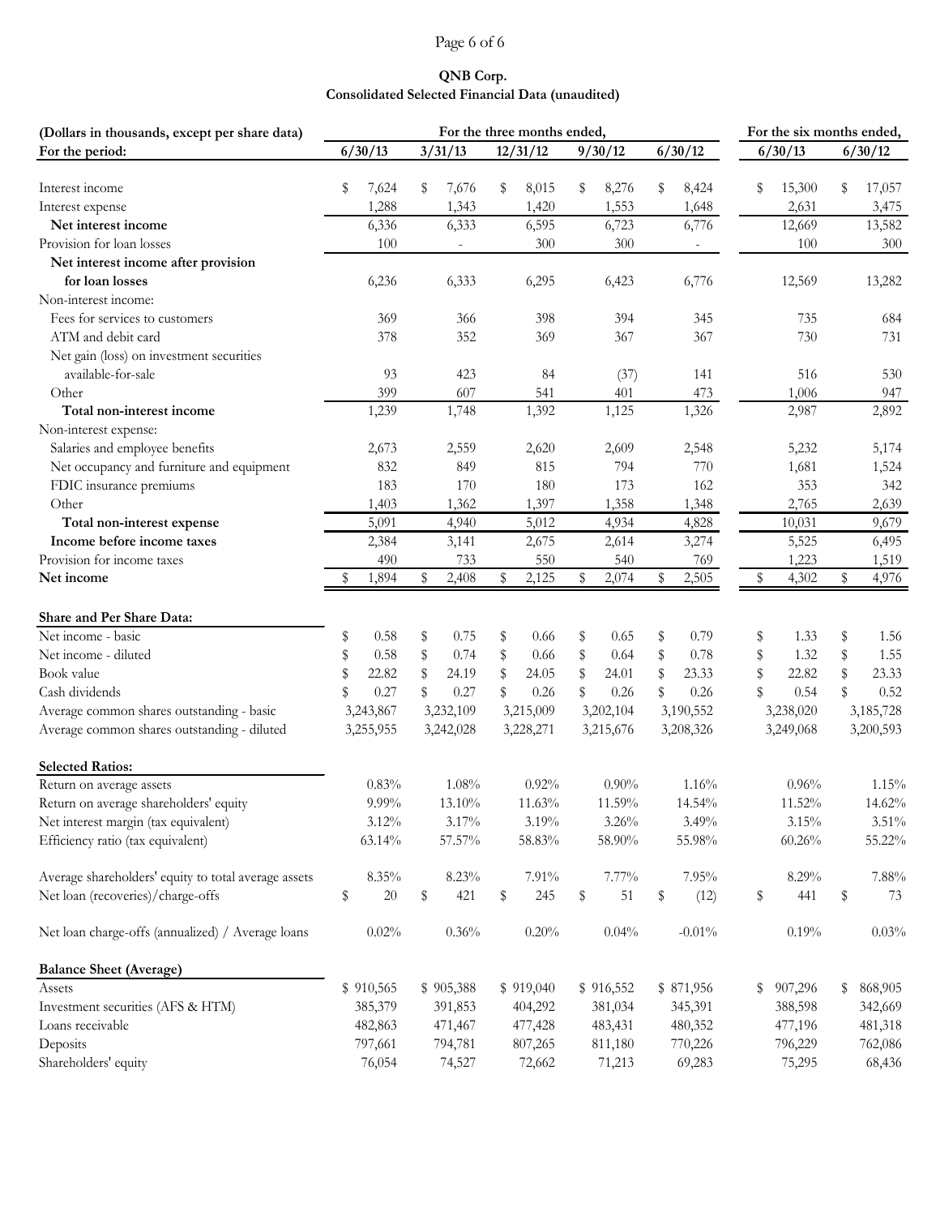**QNB Corp.**
**Consolidated Selected Financial Data (unaudited)**

| (Dollars in thousands, except per share data) | For the three months ended, | | | | | For the six months ended, | |
|---|---|---|---|---|---|---|---|
| **For the period:** | 6/30/13 | 3/31/13 | 12/31/12 | 9/30/12 | 6/30/12 | 6/30/13 | 6/30/12 |
| Interest income | $ 7,624 | $ 7,676 | $ 8,015 | $ 8,276 | $ 8,424 | $ 15,300 | $ 17,057 |
| Interest expense | 1,288 | 1,343 | 1,420 | 1,553 | 1,648 | 2,631 | 3,475 |
| **Net interest income** | 6,336 | 6,333 | 6,595 | 6,723 | 6,776 | 12,669 | 13,582 |
| Provision for loan losses | 100 | - | 300 | 300 | - | 100 | 300 |
| **Net interest income after provision for loan losses** | 6,236 | 6,333 | 6,295 | 6,423 | 6,776 | 12,569 | 13,282 |
| Non-interest income: | | | | | | | |
| Fees for services to customers | 369 | 366 | 398 | 394 | 345 | 735 | 684 |
| ATM and debit card | 378 | 352 | 369 | 367 | 367 | 730 | 731 |
| Net gain (loss) on investment securities available-for-sale | 93 | 423 | 84 | (37) | 141 | 516 | 530 |
| Other | 399 | 607 | 541 | 401 | 473 | 1,006 | 947 |
| **Total non-interest income** | 1,239 | 1,748 | 1,392 | 1,125 | 1,326 | 2,987 | 2,892 |
| Non-interest expense: | | | | | | | |
| Salaries and employee benefits | 2,673 | 2,559 | 2,620 | 2,609 | 2,548 | 5,232 | 5,174 |
| Net occupancy and furniture and equipment | 832 | 849 | 815 | 794 | 770 | 1,681 | 1,524 |
| FDIC insurance premiums | 183 | 170 | 180 | 173 | 162 | 353 | 342 |
| Other | 1,403 | 1,362 | 1,397 | 1,358 | 1,348 | 2,765 | 2,639 |
| **Total non-interest expense** | 5,091 | 4,940 | 5,012 | 4,934 | 4,828 | 10,031 | 9,679 |
| **Income before income taxes** | 2,384 | 3,141 | 2,675 | 2,614 | 3,274 | 5,525 | 6,495 |
| Provision for income taxes | 490 | 733 | 550 | 540 | 769 | 1,223 | 1,519 |
| **Net income** | $ 1,894 | $ 2,408 | $ 2,125 | $ 2,074 | $ 2,505 | $ 4,302 | $ 4,976 |
| **Share and Per Share Data:** | | | | | | | |
| Net income - basic | $ 0.58 | $ 0.75 | $ 0.66 | $ 0.65 | $ 0.79 | $ 1.33 | $ 1.56 |
| Net income - diluted | $ 0.58 | $ 0.74 | $ 0.66 | $ 0.64 | $ 0.78 | $ 1.32 | $ 1.55 |
| Book value | $ 22.82 | $ 24.19 | $ 24.05 | $ 24.01 | $ 23.33 | $ 22.82 | $ 23.33 |
| Cash dividends | $ 0.27 | $ 0.27 | $ 0.26 | $ 0.26 | $ 0.26 | $ 0.54 | $ 0.52 |
| Average common shares outstanding - basic | 3,243,867 | 3,232,109 | 3,215,009 | 3,202,104 | 3,190,552 | 3,238,020 | 3,185,728 |
| Average common shares outstanding - diluted | 3,255,955 | 3,242,028 | 3,228,271 | 3,215,676 | 3,208,326 | 3,249,068 | 3,200,593 |
| **Selected Ratios:** | | | | | | | |
| Return on average assets | 0.83% | 1.08% | 0.92% | 0.90% | 1.16% | 0.96% | 1.15% |
| Return on average shareholders' equity | 9.99% | 13.10% | 11.63% | 11.59% | 14.54% | 11.52% | 14.62% |
| Net interest margin (tax equivalent) | 3.12% | 3.17% | 3.19% | 3.26% | 3.49% | 3.15% | 3.51% |
| Efficiency ratio (tax equivalent) | 63.14% | 57.57% | 58.83% | 58.90% | 55.98% | 60.26% | 55.22% |
| Average shareholders' equity to total average assets | 8.35% | 8.23% | 7.91% | 7.77% | 7.95% | 8.29% | 7.88% |
| Net loan (recoveries)/charge-offs | $ 20 | $ 421 | $ 245 | $ 51 | $ (12) | $ 441 | $ 73 |
| Net loan charge-offs (annualized) / Average loans | 0.02% | 0.36% | 0.20% | 0.04% | -0.01% | 0.19% | 0.03% |
| **Balance Sheet (Average)** | | | | | | | |
| Assets | $ 910,565 | $ 905,388 | $ 919,040 | $ 916,552 | $ 871,956 | $ 907,296 | $ 868,905 |
| Investment securities (AFS & HTM) | 385,379 | 391,853 | 404,292 | 381,034 | 345,391 | 388,598 | 342,669 |
| Loans receivable | 482,863 | 471,467 | 477,428 | 483,431 | 480,352 | 477,196 | 481,318 |
| Deposits | 797,661 | 794,781 | 807,265 | 811,180 | 770,226 | 796,229 | 762,086 |
| Shareholders' equity | 76,054 | 74,527 | 72,662 | 71,213 | 69,283 | 75,295 | 68,436 |